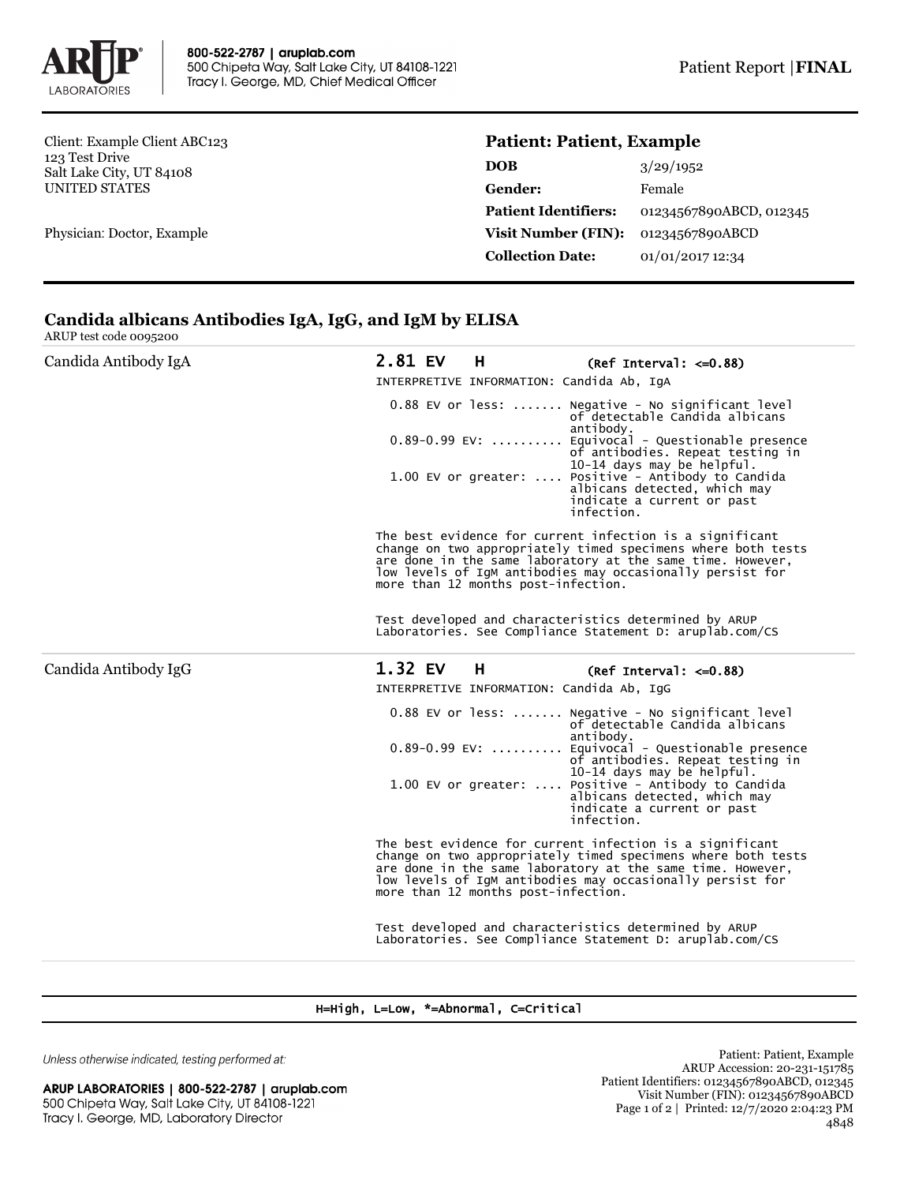**800-522-2787 | aruplab.com**
500 Chipeta Way, Salt Lake City, UT 84108-1221
Tracy I. George, MD, Chief Medical Officer

Patient Report | **FINAL**

Client: Example Client ABC123
123 Test Drive
Salt Lake City, UT 84108
UNITED STATES

Physician: Doctor, Example

## Patient: Patient, Example

| | |
|---|---|
| **DOB** | 3/29/1952 |
| **Gender:** | Female |
| **Patient Identifiers:** | 01234567890ABCD, 012345 |
| **Visit Number (FIN):** | 01234567890ABCD |
| **Collection Date:** | 01/01/2017 12:34 |

## Candida albicans Antibodies IgA, IgG, and IgM by ELISA

ARUP test code 0095200

### Candida Antibody IgA

**2.81 EV H** (Ref Interval: <=0.88)

INTERPRETIVE INFORMATION: Candida Ab, IgA

```
0.88 EV or less: ....... Negative - No significant level
                         of detectable Candida albicans
                         antibody.
0.89-0.99 EV: .......... Equivocal - Questionable presence
                         of antibodies. Repeat testing in
                         10-14 days may be helpful.
1.00 EV or greater: .... Positive - Antibody to Candida
                         albicans detected, which may
                         indicate a current or past
                         infection.
```

The best evidence for current infection is a significant change on two appropriately timed specimens where both tests are done in the same laboratory at the same time. However, low levels of IgM antibodies may occasionally persist for more than 12 months post-infection.

Test developed and characteristics determined by ARUP Laboratories. See Compliance Statement D: aruplab.com/CS

### Candida Antibody IgG

**1.32 EV H** (Ref Interval: <=0.88)

INTERPRETIVE INFORMATION: Candida Ab, IgG

```
0.88 EV or less: ....... Negative - No significant level
                         of detectable Candida albicans
                         antibody.
0.89-0.99 EV: .......... Equivocal - Questionable presence
                         of antibodies. Repeat testing in
                         10-14 days may be helpful.
1.00 EV or greater: .... Positive - Antibody to Candida
                         albicans detected, which may
                         indicate a current or past
                         infection.
```

The best evidence for current infection is a significant change on two appropriately timed specimens where both tests are done in the same laboratory at the same time. However, low levels of IgM antibodies may occasionally persist for more than 12 months post-infection.

Test developed and characteristics determined by ARUP Laboratories. See Compliance Statement D: aruplab.com/CS

H=High, L=Low, *=Abnormal, C=Critical

*Unless otherwise indicated, testing performed at:*

**ARUP LABORATORIES | 800-522-2787 | aruplab.com**
500 Chipeta Way, Salt Lake City, UT 84108-1221
Tracy I. George, MD, Laboratory Director

Patient: Patient, Example
ARUP Accession: 20-231-151785
Patient Identifiers: 01234567890ABCD, 012345
Visit Number (FIN): 01234567890ABCD
Printed: 12/7/2020 2:04:23 PM
4848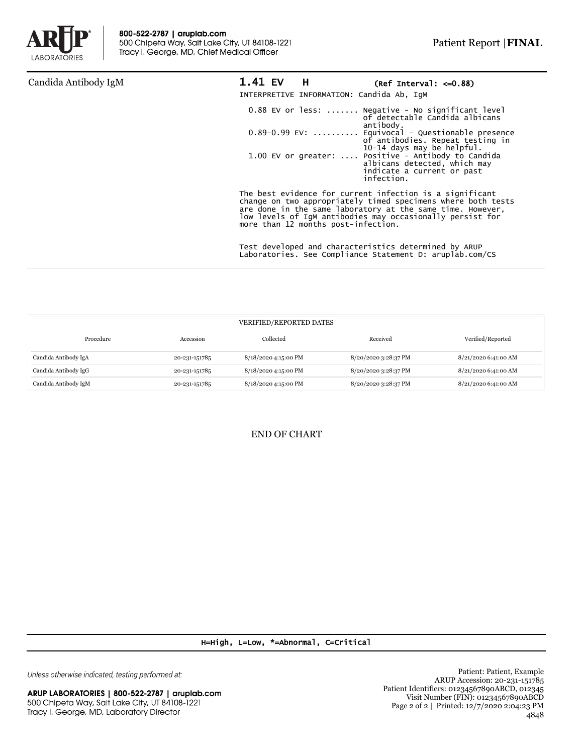Candida Antibody IgM

**1.41 EV H** (Ref Interval: <=0.88)

INTERPRETIVE INFORMATION: Candida Ab, IgM

```
  0.88 EV or less: ....... Negative - No significant level
                           of detectable Candida albicans
                           antibody.
  0.89-0.99 EV: .......... Equivocal - Questionable presence
                           of antibodies. Repeat testing in
                           10-14 days may be helpful.
  1.00 EV or greater: .... Positive - Antibody to Candida
                           albicans detected, which may
                           indicate a current or past
                           infection.
```

The best evidence for current infection is a significant change on two appropriately timed specimens where both tests are done in the same laboratory at the same time. However, low levels of IgM antibodies may occasionally persist for more than 12 months post-infection.

Test developed and characteristics determined by ARUP Laboratories. See Compliance Statement D: aruplab.com/CS

VERIFIED/REPORTED DATES

| Procedure | Accession | Collected | Received | Verified/Reported |
|---|---|---|---|---|
| Candida Antibody IgA | 20-231-151785 | 8/18/2020 4:15:00 PM | 8/20/2020 3:28:37 PM | 8/21/2020 6:41:00 AM |
| Candida Antibody IgG | 20-231-151785 | 8/18/2020 4:15:00 PM | 8/20/2020 3:28:37 PM | 8/21/2020 6:41:00 AM |
| Candida Antibody IgM | 20-231-151785 | 8/18/2020 4:15:00 PM | 8/20/2020 3:28:37 PM | 8/21/2020 6:41:00 AM |

END OF CHART

H=High, L=Low, *=Abnormal, C=Critical

*Unless otherwise indicated, testing performed at:*

**ARUP LABORATORIES | 800-522-2787 | aruplab.com**
500 Chipeta Way, Salt Lake City, UT 84108-1221
Tracy I. George, MD, Laboratory Director

Patient: Patient, Example
ARUP Accession: 20-231-151785
Patient Identifiers: 01234567890ABCD, 012345
Visit Number (FIN): 01234567890ABCD
Printed: 12/7/2020 2:04:23 PM
4848